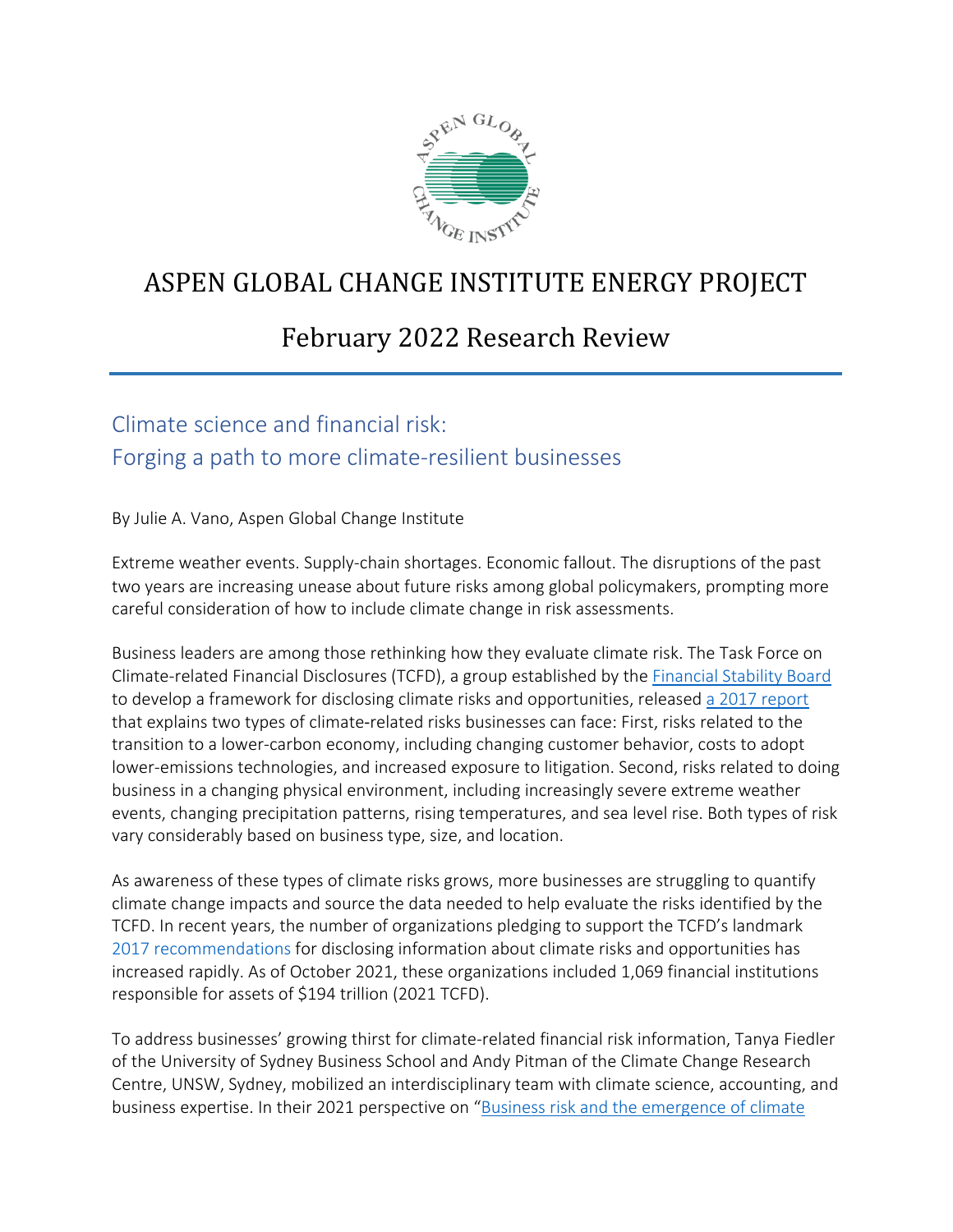# ASPEN GLOBAL CHANGE INSTITUTE ENERGY PROJECT

## February 2022 Research Review

### Climate science and financial risk: Forging a path to more climate-resilient businesses

By Julie A. Vano, Aspen Global Change Institute

Extreme weather events. Supply-chain shortages. Economic fallout. The disruptions of the past two years are increasing unease about future risks among global policymakers, prompting more careful consideration of how to include climate change in risk assessments.

Business leaders are among those rethinking how they evaluate climate risk. The Task Force on Climate-related Financial Disclosures (TCFD), a group established by the Financial Stability Board to develop a framework for disclosing climate risks and opportunities, released a 2017 report that explains two types of climate-related risks businesses can face: First, risks related to the transition to a lower-carbon economy, including changing customer behavior, costs to adopt lower-emissions technologies, and increased exposure to litigation. Second, risks related to doing business in a changing physical environment, including increasingly severe extreme weather events, changing precipitation patterns, rising temperatures, and sea level rise. Both types of risk vary considerably based on business type, size, and location.

As awareness of these types of climate risks grows, more businesses are struggling to quantify climate change impacts and source the data needed to help evaluate the risks identified by the TCFD. In recent years, the number of organizations pledging to support the TCFD's landmark 2017 recommendations for disclosing information about climate risks and opportunities has increased rapidly. As of October 2021, these organizations included 1,069 financial institutions responsible for assets of $194 trillion (2021 TCFD).

To address businesses' growing thirst for climate-related financial risk information, Tanya Fiedler of the University of Sydney Business School and Andy Pitman of the Climate Change Research Centre, UNSW, Sydney, mobilized an interdisciplinary team with climate science, accounting, and business expertise. In their 2021 perspective on "Business risk and the emergence of climate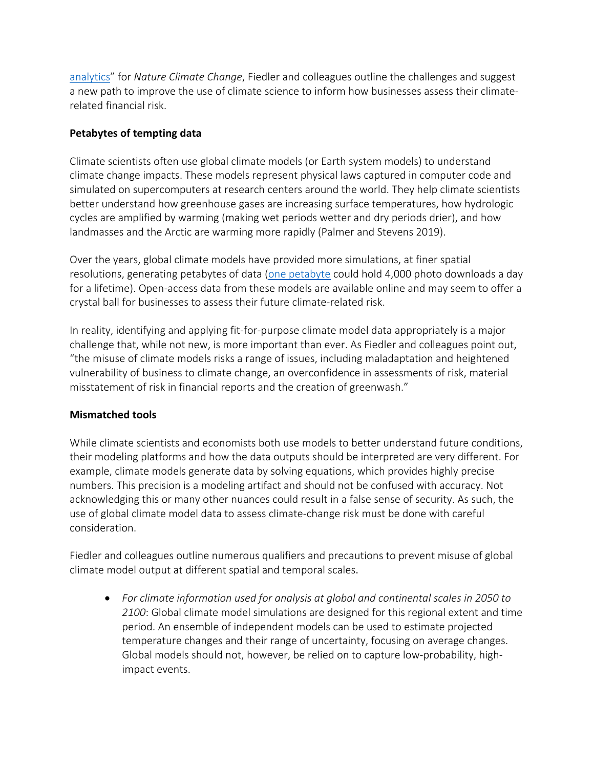analytics" for *Nature Climate Change*, Fiedler and colleagues outline the challenges and suggest a new path to improve the use of climate science to inform how businesses assess their climate-related financial risk.

**Petabytes of tempting data**

Climate scientists often use global climate models (or Earth system models) to understand climate change impacts. These models represent physical laws captured in computer code and simulated on supercomputers at research centers around the world. They help climate scientists better understand how greenhouse gases are increasing surface temperatures, how hydrologic cycles are amplified by warming (making wet periods wetter and dry periods drier), and how landmasses and the Arctic are warming more rapidly (Palmer and Stevens 2019).

Over the years, global climate models have provided more simulations, at finer spatial resolutions, generating petabytes of data (one petabyte could hold 4,000 photo downloads a day for a lifetime). Open-access data from these models are available online and may seem to offer a crystal ball for businesses to assess their future climate-related risk.

In reality, identifying and applying fit-for-purpose climate model data appropriately is a major challenge that, while not new, is more important than ever. As Fiedler and colleagues point out, "the misuse of climate models risks a range of issues, including maladaptation and heightened vulnerability of business to climate change, an overconfidence in assessments of risk, material misstatement of risk in financial reports and the creation of greenwash."

**Mismatched tools**

While climate scientists and economists both use models to better understand future conditions, their modeling platforms and how the data outputs should be interpreted are very different. For example, climate models generate data by solving equations, which provides highly precise numbers. This precision is a modeling artifact and should not be confused with accuracy. Not acknowledging this or many other nuances could result in a false sense of security. As such, the use of global climate model data to assess climate-change risk must be done with careful consideration.

Fiedler and colleagues outline numerous qualifiers and precautions to prevent misuse of global climate model output at different spatial and temporal scales.

- *For climate information used for analysis at global and continental scales in 2050 to 2100*: Global climate model simulations are designed for this regional extent and time period. An ensemble of independent models can be used to estimate projected temperature changes and their range of uncertainty, focusing on average changes. Global models should not, however, be relied on to capture low-probability, high-impact events.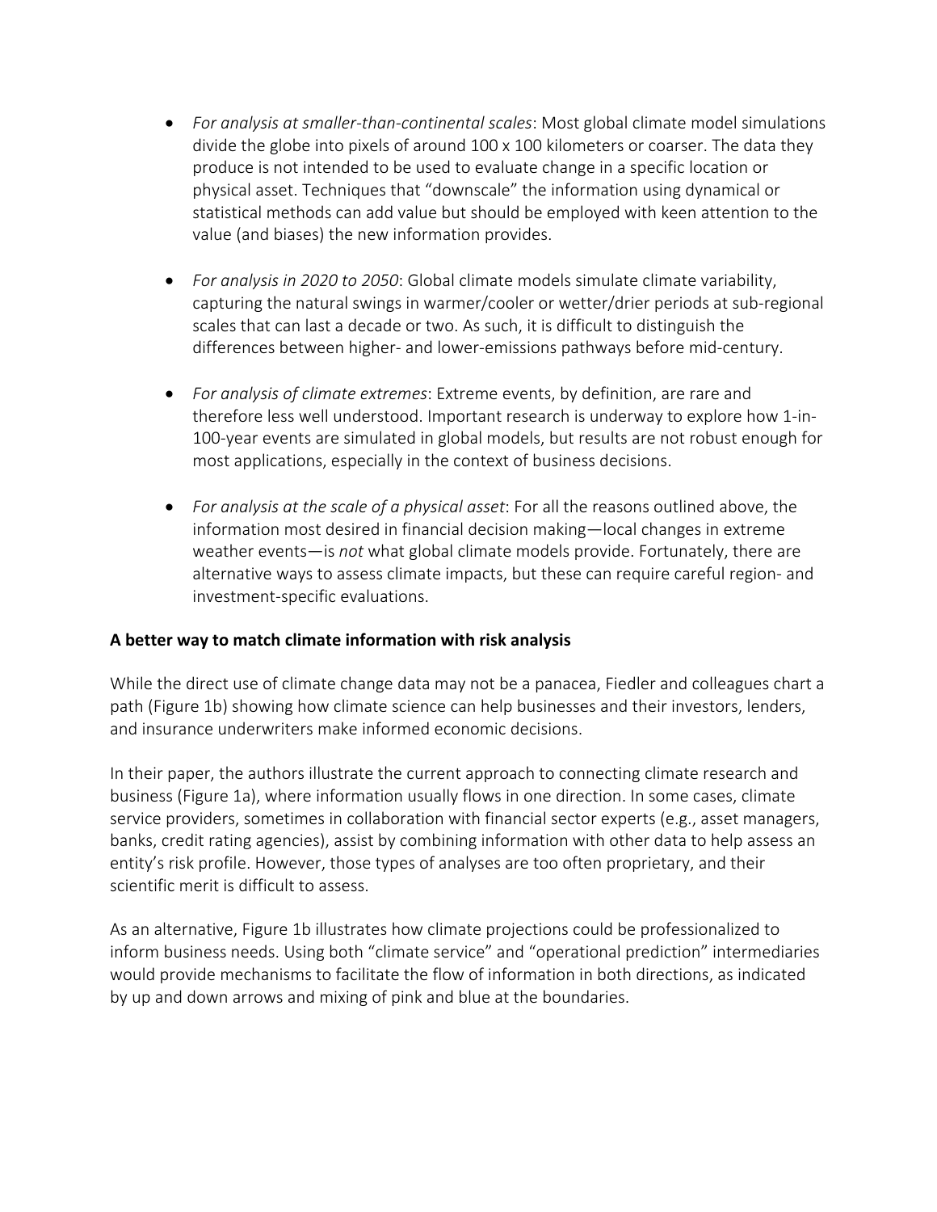- *For analysis at smaller-than-continental scales*: Most global climate model simulations divide the globe into pixels of around 100 x 100 kilometers or coarser. The data they produce is not intended to be used to evaluate change in a specific location or physical asset. Techniques that "downscale" the information using dynamical or statistical methods can add value but should be employed with keen attention to the value (and biases) the new information provides.

- *For analysis in 2020 to 2050*: Global climate models simulate climate variability, capturing the natural swings in warmer/cooler or wetter/drier periods at sub-regional scales that can last a decade or two. As such, it is difficult to distinguish the differences between higher- and lower-emissions pathways before mid-century.

- *For analysis of climate extremes*: Extreme events, by definition, are rare and therefore less well understood. Important research is underway to explore how 1-in-100-year events are simulated in global models, but results are not robust enough for most applications, especially in the context of business decisions.

- *For analysis at the scale of a physical asset*: For all the reasons outlined above, the information most desired in financial decision making—local changes in extreme weather events—is *not* what global climate models provide. Fortunately, there are alternative ways to assess climate impacts, but these can require careful region- and investment-specific evaluations.

**A better way to match climate information with risk analysis**

While the direct use of climate change data may not be a panacea, Fiedler and colleagues chart a path (Figure 1b) showing how climate science can help businesses and their investors, lenders, and insurance underwriters make informed economic decisions.

In their paper, the authors illustrate the current approach to connecting climate research and business (Figure 1a), where information usually flows in one direction. In some cases, climate service providers, sometimes in collaboration with financial sector experts (e.g., asset managers, banks, credit rating agencies), assist by combining information with other data to help assess an entity's risk profile. However, those types of analyses are too often proprietary, and their scientific merit is difficult to assess.

As an alternative, Figure 1b illustrates how climate projections could be professionalized to inform business needs. Using both "climate service" and "operational prediction" intermediaries would provide mechanisms to facilitate the flow of information in both directions, as indicated by up and down arrows and mixing of pink and blue at the boundaries.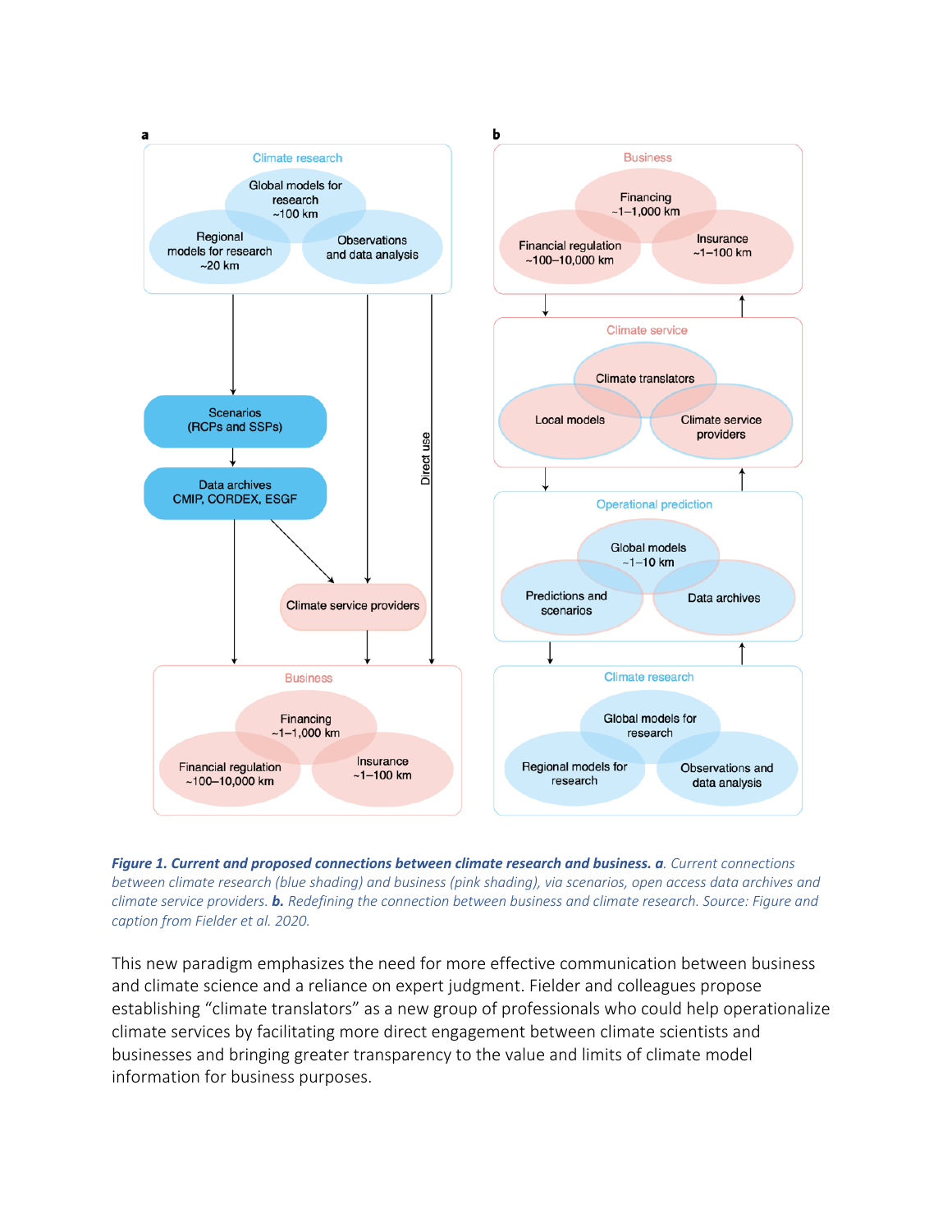***Figure 1. Current and proposed connections between climate research and business. a****. Current connections between climate research (blue shading) and business (pink shading), via scenarios, open access data archives and climate service providers.* ***b.*** *Redefining the connection between business and climate research. Source: Figure and caption from Fielder et al. 2020.*

This new paradigm emphasizes the need for more effective communication between business and climate science and a reliance on expert judgment. Fielder and colleagues propose establishing “climate translators” as a new group of professionals who could help operationalize climate services by facilitating more direct engagement between climate scientists and businesses and bringing greater transparency to the value and limits of climate model information for business purposes.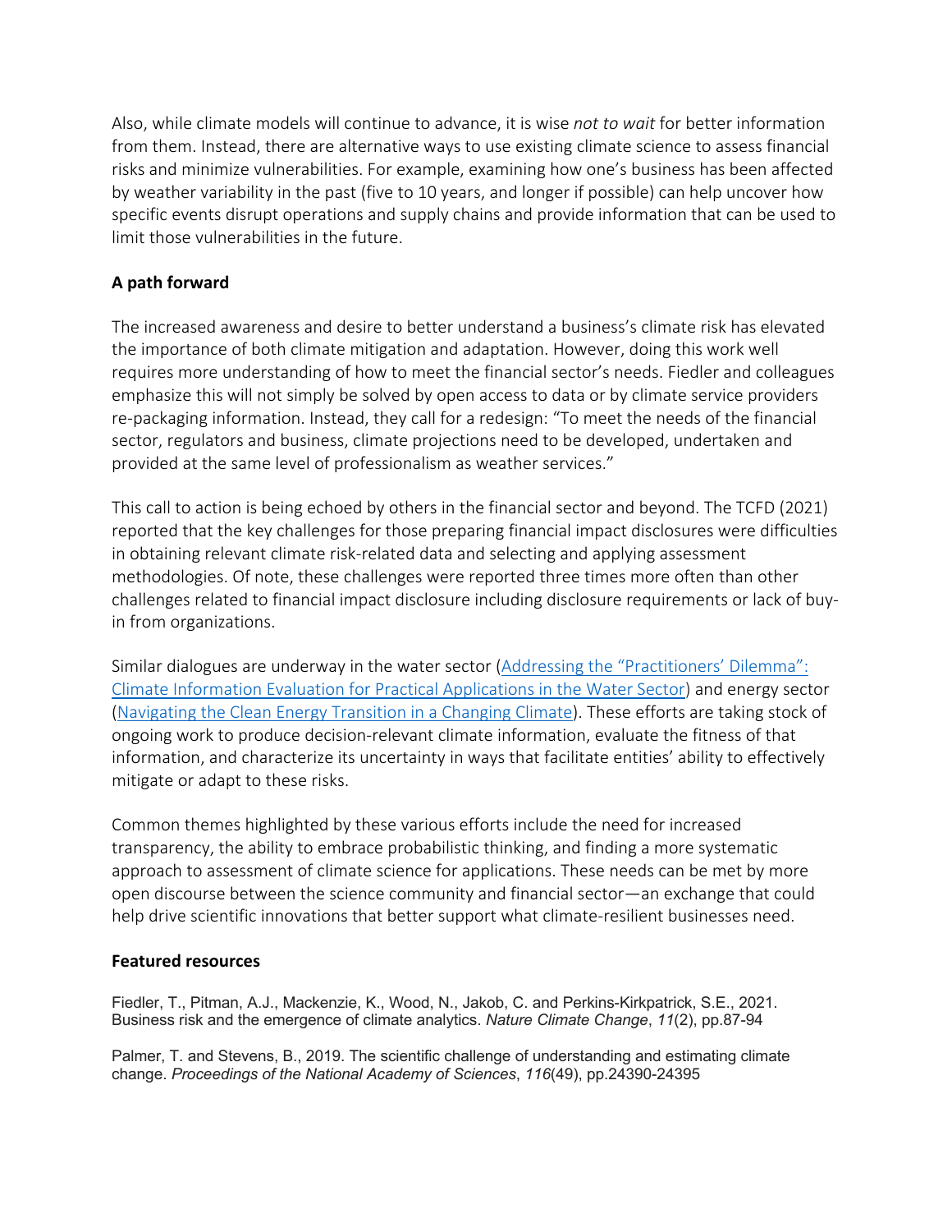Also, while climate models will continue to advance, it is wise *not to wait* for better information from them. Instead, there are alternative ways to use existing climate science to assess financial risks and minimize vulnerabilities. For example, examining how one's business has been affected by weather variability in the past (five to 10 years, and longer if possible) can help uncover how specific events disrupt operations and supply chains and provide information that can be used to limit those vulnerabilities in the future.

**A path forward**

The increased awareness and desire to better understand a business's climate risk has elevated the importance of both climate mitigation and adaptation. However, doing this work well requires more understanding of how to meet the financial sector's needs. Fiedler and colleagues emphasize this will not simply be solved by open access to data or by climate service providers re-packaging information. Instead, they call for a redesign: "To meet the needs of the financial sector, regulators and business, climate projections need to be developed, undertaken and provided at the same level of professionalism as weather services."

This call to action is being echoed by others in the financial sector and beyond. The TCFD (2021) reported that the key challenges for those preparing financial impact disclosures were difficulties in obtaining relevant climate risk-related data and selecting and applying assessment methodologies. Of note, these challenges were reported three times more often than other challenges related to financial impact disclosure including disclosure requirements or lack of buy-in from organizations.

Similar dialogues are underway in the water sector (Addressing the "Practitioners' Dilemma": Climate Information Evaluation for Practical Applications in the Water Sector) and energy sector (Navigating the Clean Energy Transition in a Changing Climate). These efforts are taking stock of ongoing work to produce decision-relevant climate information, evaluate the fitness of that information, and characterize its uncertainty in ways that facilitate entities' ability to effectively mitigate or adapt to these risks.

Common themes highlighted by these various efforts include the need for increased transparency, the ability to embrace probabilistic thinking, and finding a more systematic approach to assessment of climate science for applications. These needs can be met by more open discourse between the science community and financial sector—an exchange that could help drive scientific innovations that better support what climate-resilient businesses need.

**Featured resources**

Fiedler, T., Pitman, A.J., Mackenzie, K., Wood, N., Jakob, C. and Perkins-Kirkpatrick, S.E., 2021. Business risk and the emergence of climate analytics. *Nature Climate Change*, *11*(2), pp.87-94

Palmer, T. and Stevens, B., 2019. The scientific challenge of understanding and estimating climate change. *Proceedings of the National Academy of Sciences*, *116*(49), pp.24390-24395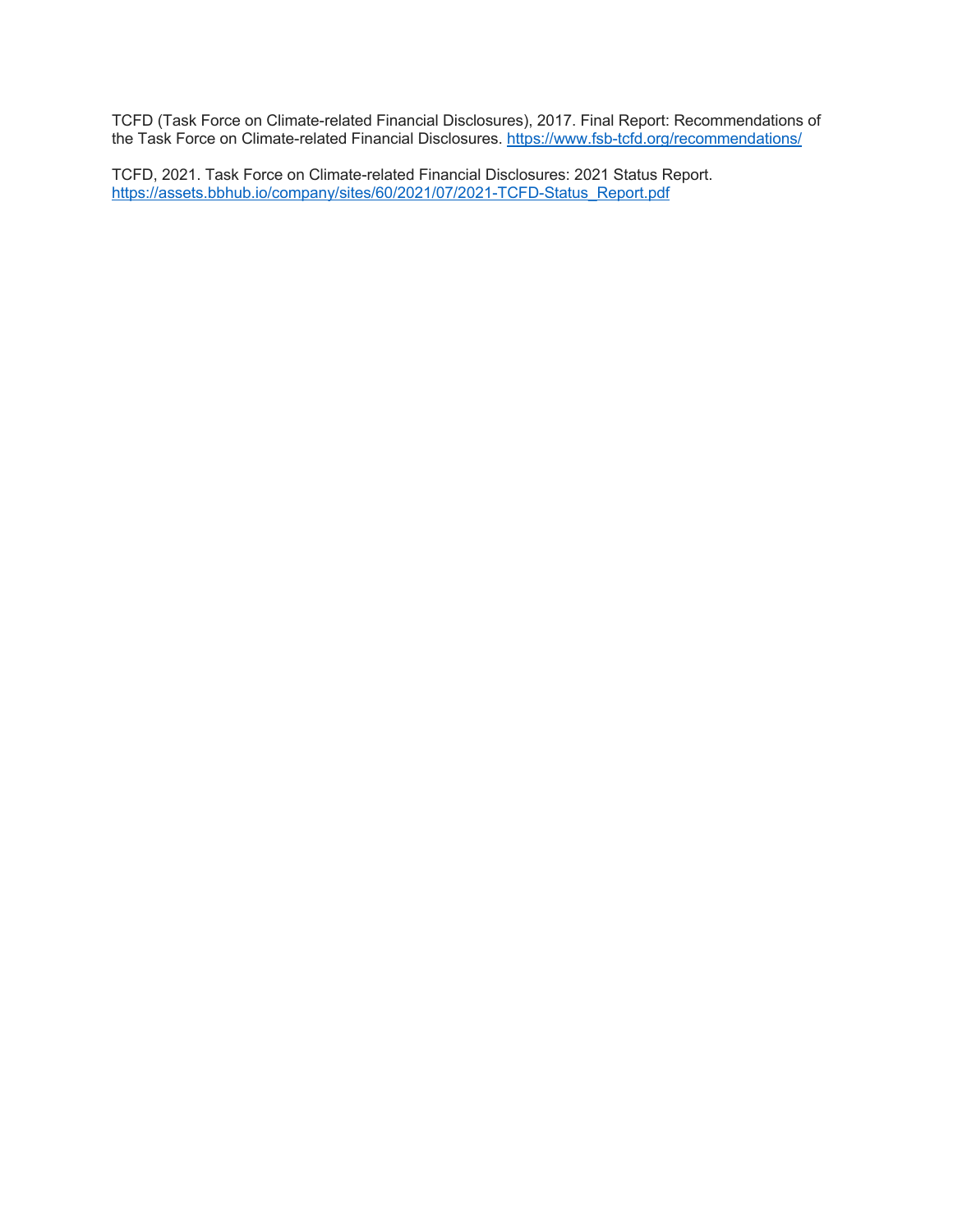TCFD (Task Force on Climate-related Financial Disclosures), 2017. Final Report: Recommendations of the Task Force on Climate-related Financial Disclosures. https://www.fsb-tcfd.org/recommendations/

TCFD, 2021. Task Force on Climate-related Financial Disclosures: 2021 Status Report. https://assets.bbhub.io/company/sites/60/2021/07/2021-TCFD-Status_Report.pdf